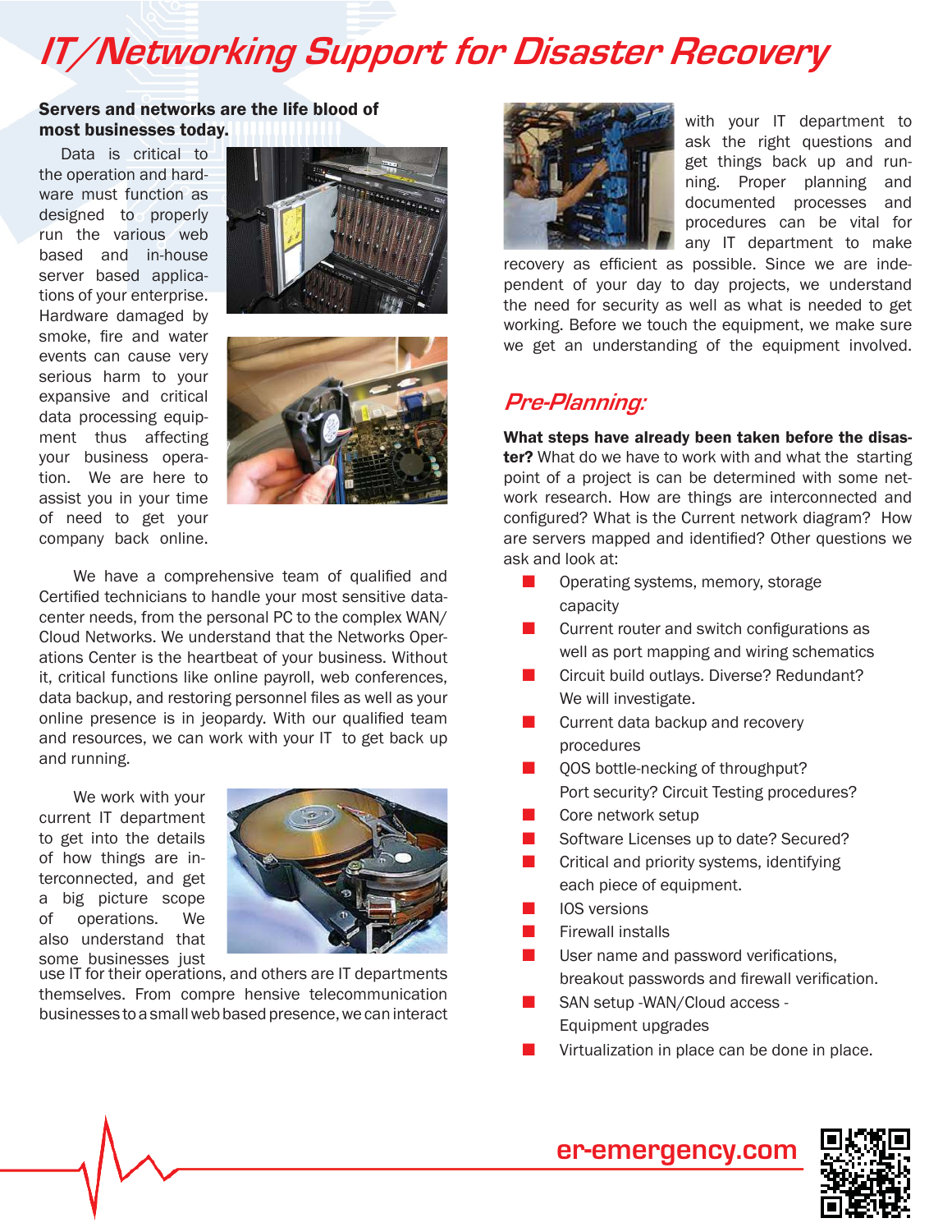# IT/Networking Support for Disaster Recovery

**Servers and networks are the life blood of most businesses today.**

Data is critical to the operation and hardware must function as designed to properly run the various web based and in-house server based applications of your enterprise. Hardware damaged by smoke, fire and water events can cause very serious harm to your expansive and critical data processing equipment thus affecting your business operation. We are here to assist you in your time of need to get your company back online.

We have a comprehensive team of qualified and Certified technicians to handle your most sensitive datacenter needs, from the personal PC to the complex WAN/Cloud Networks. We understand that the Networks Operations Center is the heartbeat of your business. Without it, critical functions like online payroll, web conferences, data backup, and restoring personnel files as well as your online presence is in jeopardy. With our qualified team and resources, we can work with your IT to get back up and running.

We work with your current IT department to get into the details of how things are interconnected, and get a big picture scope of operations. We also understand that some businesses just use IT for their operations, and others are IT departments themselves. From compre hensive telecommunication businesses to a small web based presence, we can interact with your IT department to ask the right questions and get things back up and running. Proper planning and documented processes and procedures can be vital for any IT department to make recovery as efficient as possible. Since we are independent of your day to day projects, we understand the need for security as well as what is needed to get working. Before we touch the equipment, we make sure we get an understanding of the equipment involved.

## Pre-Planning:

**What steps have already been taken before the disaster?** What do we have to work with and what the starting point of a project is can be determined with some network research. How are things are interconnected and configured? What is the Current network diagram? How are servers mapped and identified? Other questions we ask and look at:

- Operating systems, memory, storage capacity
- Current router and switch configurations as well as port mapping and wiring schematics
- Circuit build outlays. Diverse? Redundant? We will investigate.
- Current data backup and recovery procedures
- QOS bottle-necking of throughput? Port security? Circuit Testing procedures?
- Core network setup
- Software Licenses up to date? Secured?
- Critical and priority systems, identifying each piece of equipment.
- IOS versions
- Firewall installs
- User name and password verifications, breakout passwords and firewall verification.
- SAN setup -WAN/Cloud access - Equipment upgrades
- Virtualization in place can be done in place.

er-emergency.com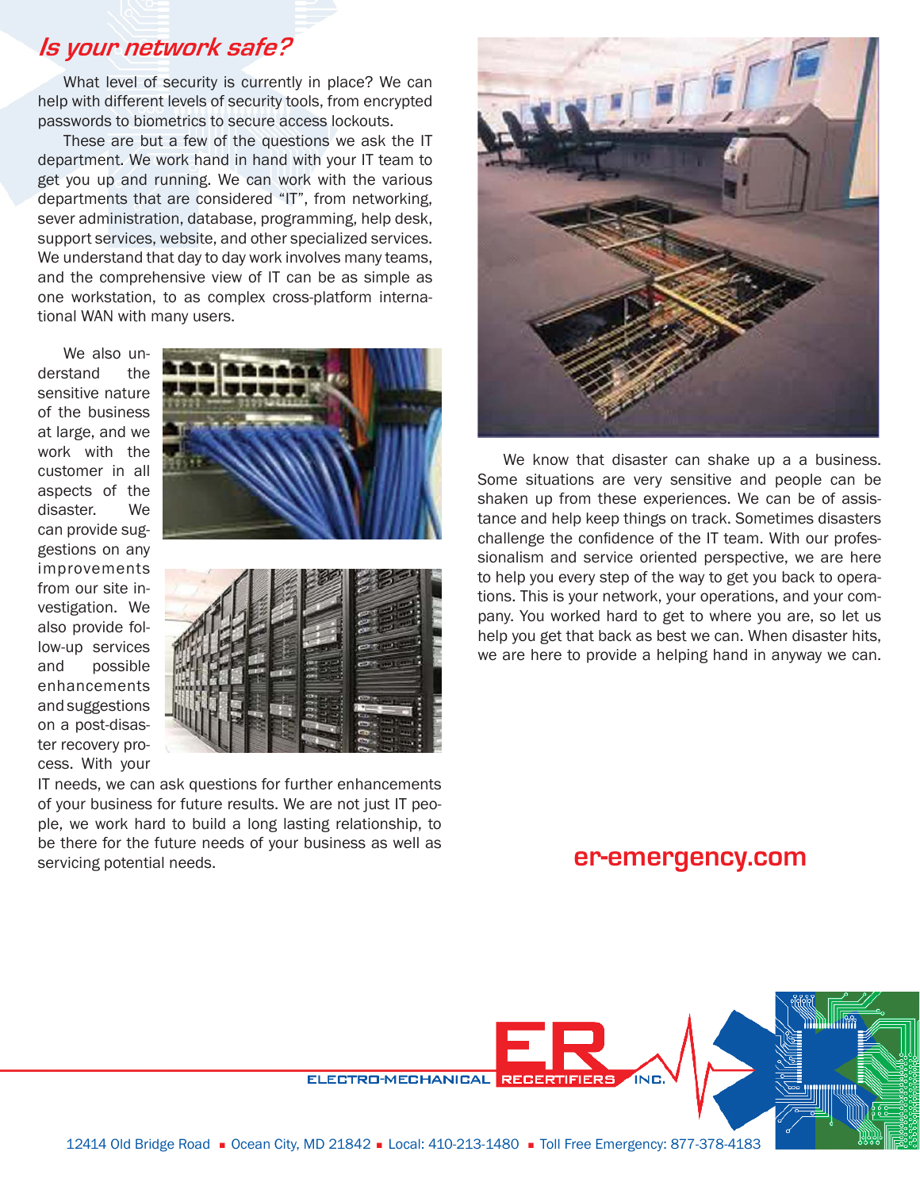## *Is your network safe?*

What level of security is currently in place? We can help with different levels of security tools, from encrypted passwords to biometrics to secure access lockouts.

These are but a few of the questions we ask the IT department. We work hand in hand with your IT team to get you up and running. We can work with the various departments that are considered "IT", from networking, sever administration, database, programming, help desk, support services, website, and other specialized services. We understand that day to day work involves many teams, and the comprehensive view of IT can be as simple as one workstation, to as complex cross-platform international WAN with many users.

We also understand the sensitive nature of the business at large, and we work with the customer in all aspects of the disaster. We can provide suggestions on any improvements from our site investigation. We also provide follow-up services and possible enhancements and suggestions on a post-disaster recovery process. With your IT needs, we can ask questions for further enhancements of your business for future results. We are not just IT people, we work hard to build a long lasting relationship, to be there for the future needs of your business as well as servicing potential needs.

We know that disaster can shake up a a business. Some situations are very sensitive and people can be shaken up from these experiences. We can be of assistance and help keep things on track. Sometimes disasters challenge the confidence of the IT team. With our professionalism and service oriented perspective, we are here to help you every step of the way to get you back to operations. This is your network, your operations, and your company. You worked hard to get to where you are, so let us help you get that back as best we can. When disaster hits, we are here to provide a helping hand in anyway we can.

**er-emergency.com**

ELECTRO-MECHANICAL RECERTIFIERS INC.

12414 Old Bridge Road ▪ Ocean City, MD 21842 ▪ Local: 410-213-1480 ▪ Toll Free Emergency: 877-378-4183